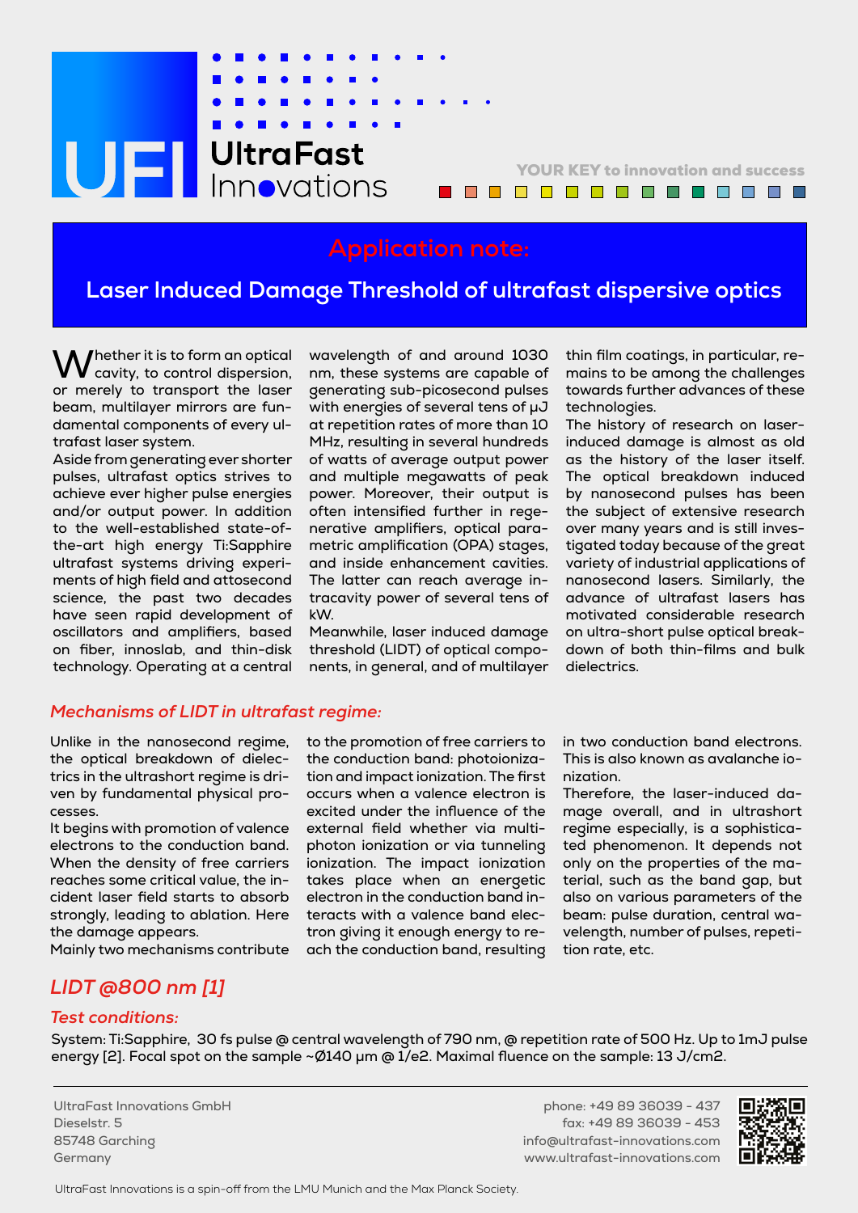UltraFast Innovations

YOUR KEY to innovation and success

# Application note:

## Laser Induced Damage Threshold of ultrafast dispersive optics

Whether it is to form an optical cavity, to control dispersion, or merely to transport the laser beam, multilayer mirrors are fundamental components of every ultrafast laser system.

Aside from generating ever shorter pulses, ultrafast optics strives to achieve ever higher pulse energies and/or output power. In addition to the well-established state-of-the-art high energy Ti:Sapphire ultrafast systems driving experiments of high field and attosecond science, the past two decades have seen rapid development of oscillators and amplifiers, based on fiber, innoslab, and thin-disk technology. Operating at a central wavelength of and around 1030 nm, these systems are capable of generating sub-picosecond pulses with energies of several tens of µJ at repetition rates of more than 10 MHz, resulting in several hundreds of watts of average output power and multiple megawatts of peak power. Moreover, their output is often intensified further in regenerative amplifiers, optical parametric amplification (OPA) stages, and inside enhancement cavities. The latter can reach average intracavity power of several tens of kW.

Meanwhile, laser induced damage threshold (LIDT) of optical components, in general, and of multilayer thin film coatings, in particular, remains to be among the challenges towards further advances of these technologies.

The history of research on laser-induced damage is almost as old as the history of the laser itself. The optical breakdown induced by nanosecond pulses has been the subject of extensive research over many years and is still investigated today because of the great variety of industrial applications of nanosecond lasers. Similarly, the advance of ultrafast lasers has motivated considerable research on ultra-short pulse optical breakdown of both thin-films and bulk dielectrics.

### *Mechanisms of LIDT in ultrafast regime:*

Unlike in the nanosecond regime, the optical breakdown of dielectrics in the ultrashort regime is driven by fundamental physical processes.

It begins with promotion of valence electrons to the conduction band. When the density of free carriers reaches some critical value, the incident laser field starts to absorb strongly, leading to ablation. Here the damage appears.

Mainly two mechanisms contribute to the promotion of free carriers to the conduction band: photoionization and impact ionization. The first occurs when a valence electron is excited under the influence of the external field whether via multiphoton ionization or via tunneling ionization. The impact ionization takes place when an energetic electron in the conduction band interacts with a valence band electron giving it enough energy to reach the conduction band, resulting in two conduction band electrons. This is also known as avalanche ionization.

Therefore, the laser-induced damage overall, and in ultrashort regime especially, is a sophisticated phenomenon. It depends not only on the properties of the material, such as the band gap, but also on various parameters of the beam: pulse duration, central wavelength, number of pulses, repetition rate, etc.

## *LIDT @800 nm [1]*

### *Test conditions:*

System: Ti:Sapphire, 30 fs pulse @ central wavelength of 790 nm, @ repetition rate of 500 Hz. Up to 1mJ pulse energy [2]. Focal spot on the sample ~Ø140 µm @ 1/e2. Maximal fluence on the sample: 13 J/cm2.

UltraFast Innovations GmbH
Dieselstr. 5
85748 Garching
Germany

phone: +49 89 36039 - 437
fax: +49 89 36039 - 453
info@ultrafast-innovations.com
www.ultrafast-innovations.com

UltraFast Innovations is a spin-off from the LMU Munich and the Max Planck Society.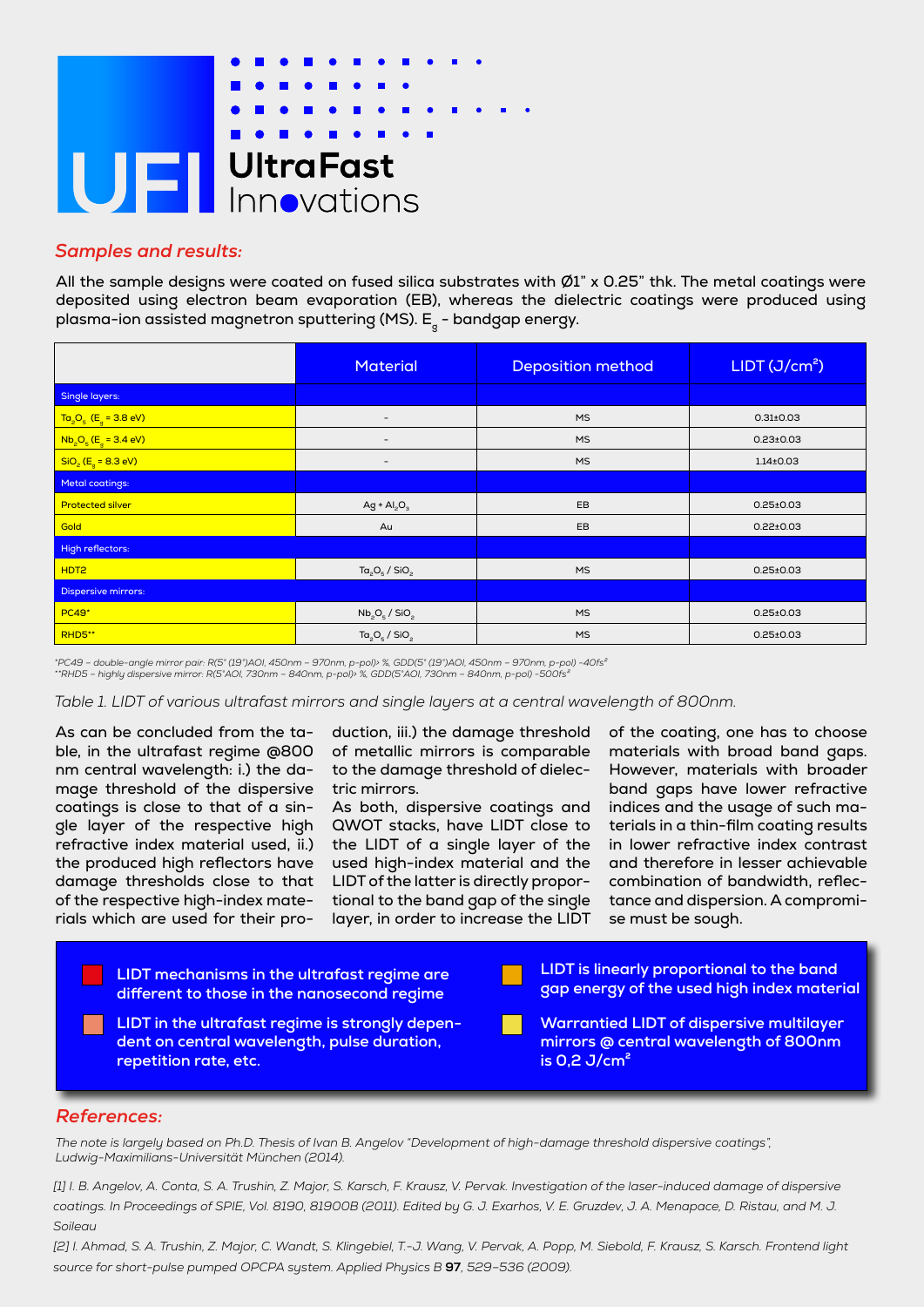## *Samples and results:*

All the sample designs were coated on fused silica substrates with Ø1" x 0.25" thk. The metal coatings were deposited using electron beam evaporation (EB), whereas the dielectric coatings were produced using plasma-ion assisted magnetron sputtering (MS). $E_g$ - bandgap energy.

| | Material | Deposition method | LIDT (J/cm²) |
|---|---|---|---|
| Single layers: | | | |
| $Ta_2O_5$ ($E_g$ = 3.8 eV) | - | MS | 0.31±0.03 |
| $Nb_2O_5$ ($E_g$ = 3.4 eV) | - | MS | 0.23±0.03 |
| $SiO_2$ ($E_g$ = 8.3 eV) | - | MS | 1.14±0.03 |
| Metal coatings: | | | |
| Protected silver | Ag + $Al_2O_3$ | EB | 0.25±0.03 |
| Gold | Au | EB | 0.22±0.03 |
| High reflectors: | | | |
| HDT2 | $Ta_2O_5$ / $SiO_2$ | MS | 0.25±0.03 |
| Dispersive mirrors: | | | |
| PC49* | $Nb_2O_5$ / $SiO_2$ | MS | 0.25±0.03 |
| RHD5** | $Ta_2O_5$ / $SiO_2$ | MS | 0.25±0.03 |

*\*PC49 – double-angle mirror pair: R(5° (19°)AOI, 450nm – 970nm, p-pol)› %, GDD(5° (19°)AOI, 450nm – 970nm, p-pol) -40fs²*
*\*\*RHD5 – highly dispersive mirror: R(5°AOI, 730nm – 840nm, p-pol)› %, GDD(5°AOI, 730nm – 840nm, p-pol) -500fs²*

*Table 1. LIDT of various ultrafast mirrors and single layers at a central wavelength of 800nm.*

As can be concluded from the table, in the ultrafast regime @800 nm central wavelength: i.) the damage threshold of the dispersive coatings is close to that of a single layer of the respective high refractive index material used, ii.) the produced high reflectors have damage thresholds close to that of the respective high-index materials which are used for their production, iii.) the damage threshold of metallic mirrors is comparable to the damage threshold of dielectric mirrors.

As both, dispersive coatings and QWOT stacks, have LIDT close to the LIDT of a single layer of the used high-index material and the LIDT of the latter is directly proportional to the band gap of the single layer, in order to increase the LIDT of the coating, one has to choose materials with broad band gaps. However, materials with broader band gaps have lower refractive indices and the usage of such materials in a thin-film coating results in lower refractive index contrast and therefore in lesser achievable combination of bandwidth, reflectance and dispersion. A compromise must be sough.

- **LIDT mechanisms in the ultrafast regime are different to those in the nanosecond regime**
- **LIDT in the ultrafast regime is strongly dependent on central wavelength, pulse duration, repetition rate, etc.**
- **LIDT is linearly proportional to the band gap energy of the used high index material**
- **Warrantied LIDT of dispersive multilayer mirrors @ central wavelength of 800nm is 0,2 J/cm²**

## *References:*

*The note is largely based on Ph.D. Thesis of Ivan B. Angelov "Development of high-damage threshold dispersive coatings", Ludwig-Maximilians-Universität München (2014).*

*[1] I. B. Angelov, A. Conta, S. A. Trushin, Z. Major, S. Karsch, F. Krausz, V. Pervak. Investigation of the laser-induced damage of dispersive coatings. In Proceedings of SPIE, Vol. 8190, 81900B (2011). Edited by G. J. Exarhos, V. E. Gruzdev, J. A. Menapace, D. Ristau, and M. J. Soileau*

*[2] I. Ahmad, S. A. Trushin, Z. Major, C. Wandt, S. Klingebiel, T.-J. Wang, V. Pervak, A. Popp, M. Siebold, F. Krausz, S. Karsch. Frontend light source for short-pulse pumped OPCPA system. Applied Physics B* ***97****, 529–536 (2009).*